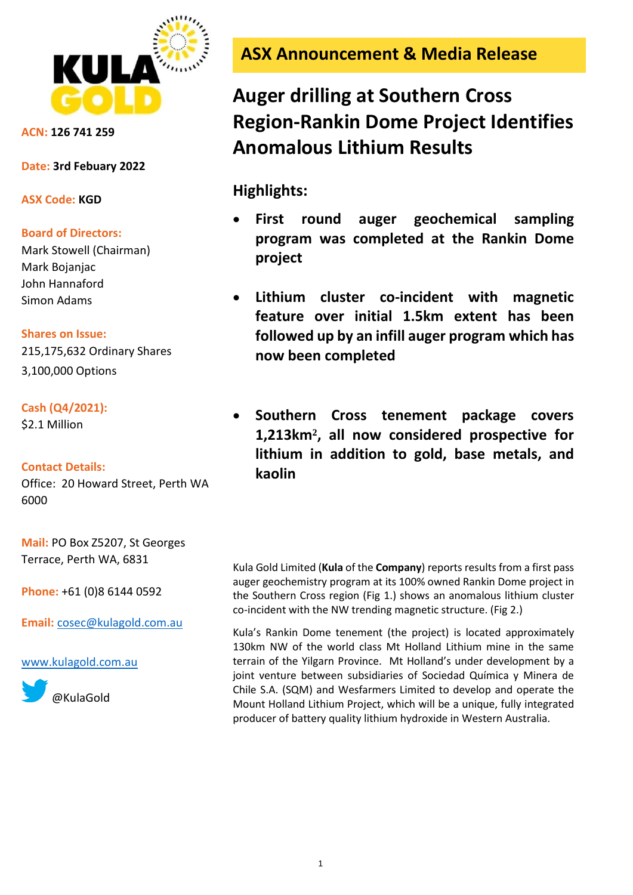**ACN:** **126 741 259**

**Date:** **3rd Febuary 2022**

**ASX Code:** **KGD**

**Board of Directors:**
Mark Stowell (Chairman)
Mark Bojanjac
John Hannaford
Simon Adams

**Shares on Issue:**
215,175,632 Ordinary Shares
3,100,000 Options

**Cash (Q4/2021):**
$2.1 Million

**Contact Details:**
Office: 20 Howard Street, Perth WA 6000

**Mail:** PO Box Z5207, St Georges Terrace, Perth WA, 6831

**Phone:** +61 (0)8 6144 0592

**Email:** cosec@kulagold.com.au

www.kulagold.com.au

@KulaGold

## ASX Announcement & Media Release

# Auger drilling at Southern Cross Region-Rankin Dome Project Identifies Anomalous Lithium Results

## Highlights:

- **First round auger geochemical sampling program was completed at the Rankin Dome project**
- **Lithium cluster co-incident with magnetic feature over initial 1.5km extent has been followed up by an infill auger program which has now been completed**
- **Southern Cross tenement package covers 1,213km$^2$, all now considered prospective for lithium in addition to gold, base metals, and kaolin**

Kula Gold Limited (**Kula** of the **Company**) reports results from a first pass auger geochemistry program at its 100% owned Rankin Dome project in the Southern Cross region (Fig 1.) shows an anomalous lithium cluster co-incident with the NW trending magnetic structure. (Fig 2.)

Kula's Rankin Dome tenement (the project) is located approximately 130km NW of the world class Mt Holland Lithium mine in the same terrain of the Yilgarn Province. Mt Holland's under development by a joint venture between subsidiaries of Sociedad Química y Minera de Chile S.A. (SQM) and Wesfarmers Limited to develop and operate the Mount Holland Lithium Project, which will be a unique, fully integrated producer of battery quality lithium hydroxide in Western Australia.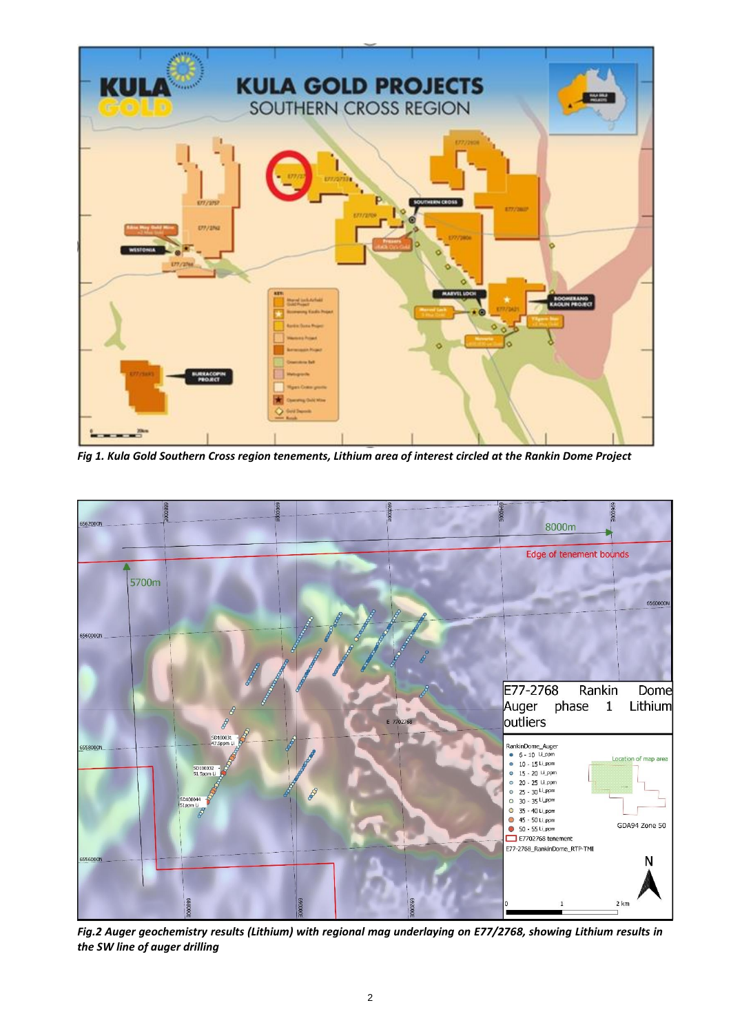*Fig 1. Kula Gold Southern Cross region tenements, Lithium area of interest circled at the Rankin Dome Project*

*Fig.2 Auger geochemistry results (Lithium) with regional mag underlaying on E77/2768, showing Lithium results in the SW line of auger drilling*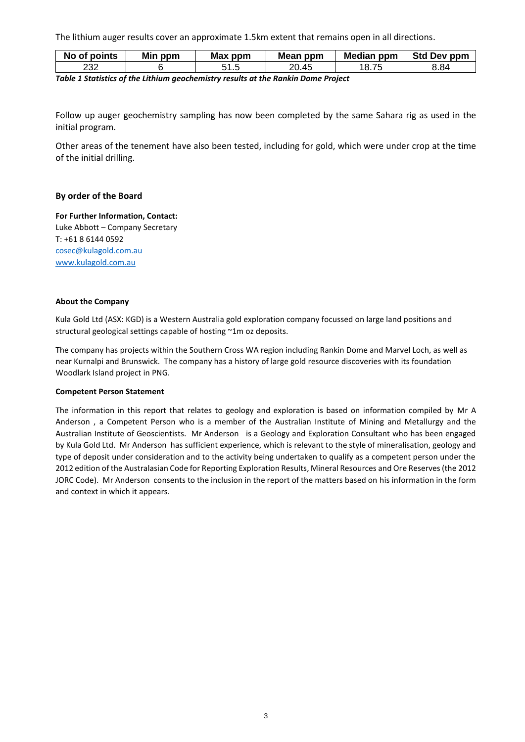The lithium auger results cover an approximate 1.5km extent that remains open in all directions.

| No of points | Min ppm | Max ppm | Mean ppm | Median ppm | Std Dev ppm |
|---|---|---|---|---|---|
| 232 | 6 | 51.5 | 20.45 | 18.75 | 8.84 |

***Table 1 Statistics of the Lithium geochemistry results at the Rankin Dome Project***

Follow up auger geochemistry sampling has now been completed by the same Sahara rig as used in the initial program.

Other areas of the tenement have also been tested, including for gold, which were under crop at the time of the initial drilling.

**By order of the Board**

**For Further Information, Contact:**
Luke Abbott – Company Secretary
T: +61 8 6144 0592
cosec@kulagold.com.au
www.kulagold.com.au

**About the Company**

Kula Gold Ltd (ASX: KGD) is a Western Australia gold exploration company focussed on large land positions and structural geological settings capable of hosting ~1m oz deposits.

The company has projects within the Southern Cross WA region including Rankin Dome and Marvel Loch, as well as near Kurnalpi and Brunswick. The company has a history of large gold resource discoveries with its foundation Woodlark Island project in PNG.

**Competent Person Statement**

The information in this report that relates to geology and exploration is based on information compiled by Mr A Anderson , a Competent Person who is a member of the Australian Institute of Mining and Metallurgy and the Australian Institute of Geoscientists. Mr Anderson is a Geology and Exploration Consultant who has been engaged by Kula Gold Ltd. Mr Anderson has sufficient experience, which is relevant to the style of mineralisation, geology and type of deposit under consideration and to the activity being undertaken to qualify as a competent person under the 2012 edition of the Australasian Code for Reporting Exploration Results, Mineral Resources and Ore Reserves (the 2012 JORC Code). Mr Anderson consents to the inclusion in the report of the matters based on his information in the form and context in which it appears.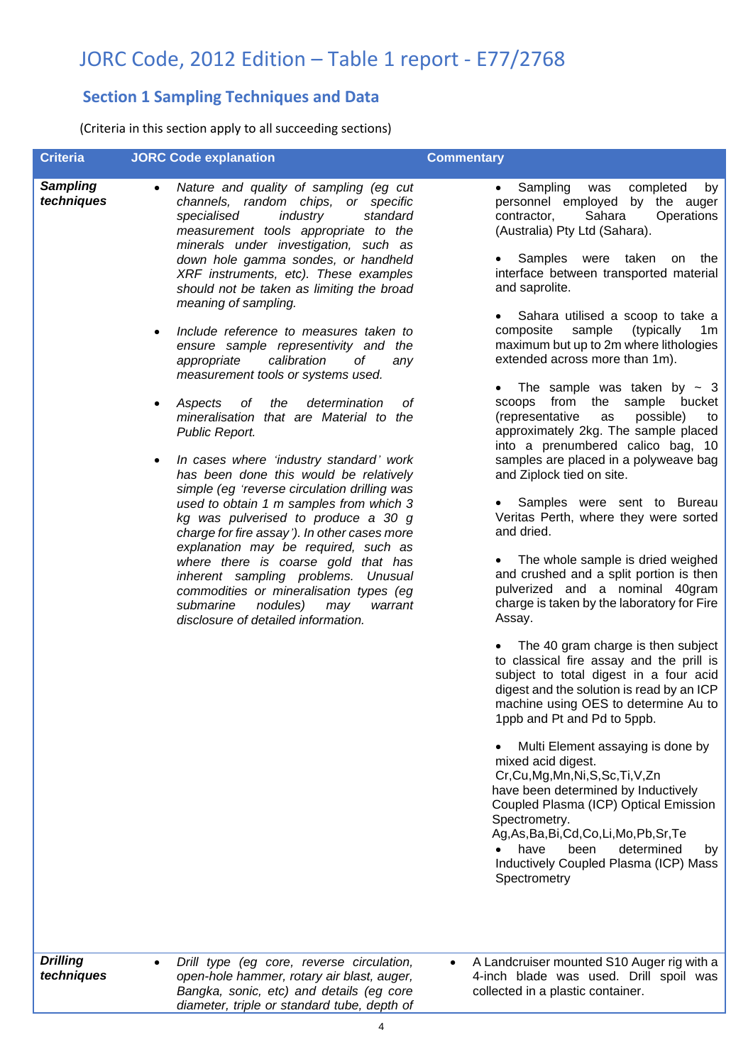# JORC Code, 2012 Edition – Table 1 report - E77/2768

## Section 1 Sampling Techniques and Data

(Criteria in this section apply to all succeeding sections)

| Criteria | JORC Code explanation | Commentary |
|---|---|---|
| ***Sampling techniques*** | • *Nature and quality of sampling (eg cut channels, random chips, or specific specialised industry standard measurement tools appropriate to the minerals under investigation, such as down hole gamma sondes, or handheld XRF instruments, etc). These examples should not be taken as limiting the broad meaning of sampling.*<br><br>• *Include reference to measures taken to ensure sample representivity and the appropriate calibration of any measurement tools or systems used.*<br><br>• *Aspects of the determination of mineralisation that are Material to the Public Report.*<br><br>• *In cases where 'industry standard' work has been done this would be relatively simple (eg 'reverse circulation drilling was used to obtain 1 m samples from which 3 kg was pulverised to produce a 30 g charge for fire assay'). In other cases more explanation may be required, such as where there is coarse gold that has inherent sampling problems. Unusual commodities or mineralisation types (eg submarine nodules) may warrant disclosure of detailed information.* | • Sampling was completed by personnel employed by the auger contractor, Sahara Operations (Australia) Pty Ltd (Sahara).<br><br>• Samples were taken on the interface between transported material and saprolite.<br><br>• Sahara utilised a scoop to take a composite sample (typically 1m maximum but up to 2m where lithologies extended across more than 1m).<br><br>• The sample was taken by ~ 3 scoops from the sample bucket (representative as possible) to approximately 2kg. The sample placed into a prenumbered calico bag, 10 samples are placed in a polyweave bag and Ziplock tied on site.<br><br>• Samples were sent to Bureau Veritas Perth, where they were sorted and dried.<br><br>• The whole sample is dried weighed and crushed and a split portion is then pulverized and a nominal 40gram charge is taken by the laboratory for Fire Assay.<br><br>• The 40 gram charge is then subject to classical fire assay and the prill is subject to total digest in a four acid digest and the solution is read by an ICP machine using OES to determine Au to 1ppb and Pt and Pd to 5ppb.<br><br>• Multi Element assaying is done by mixed acid digest. Cr,Cu,Mg,Mn,Ni,S,Sc,Ti,V,Zn have been determined by Inductively Coupled Plasma (ICP) Optical Emission Spectrometry. Ag,As,Ba,Bi,Cd,Co,Li,Mo,Pb,Sr,Te<br>• have been determined by Inductively Coupled Plasma (ICP) Mass Spectrometry |
| ***Drilling techniques*** | • *Drill type (eg core, reverse circulation, open-hole hammer, rotary air blast, auger, Bangka, sonic, etc) and details (eg core diameter, triple or standard tube, depth of* | • A Landcruiser mounted S10 Auger rig with a 4-inch blade was used. Drill spoil was collected in a plastic container. |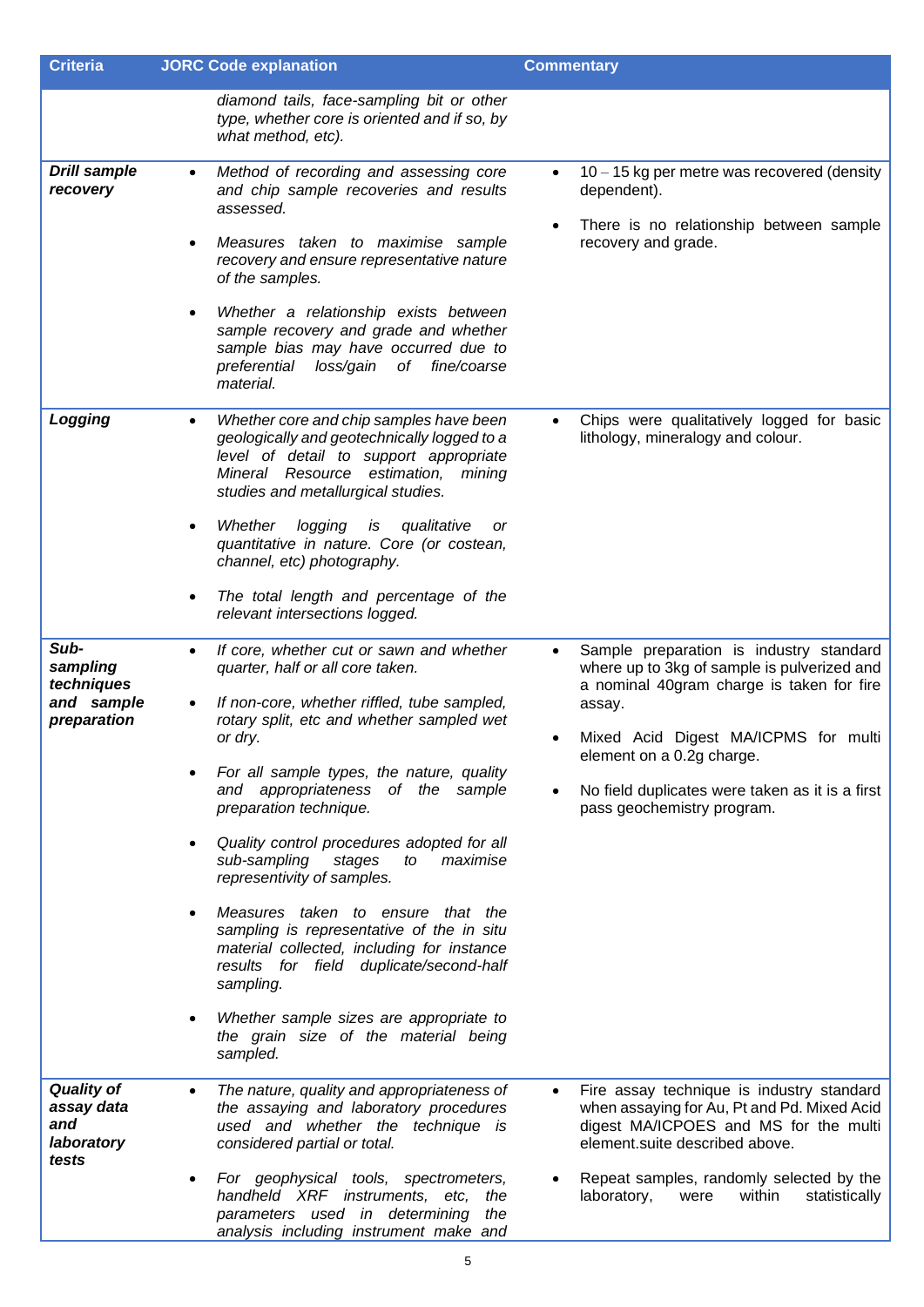| Criteria | JORC Code explanation | Commentary |
|---|---|---|
| | *diamond tails, face-sampling bit or other type, whether core is oriented and if so, by what method, etc).* | |
| ***Drill sample recovery*** | • *Method of recording and assessing core and chip sample recoveries and results assessed.*<br><br>• *Measures taken to maximise sample recovery and ensure representative nature of the samples.*<br><br>• *Whether a relationship exists between sample recovery and grade and whether sample bias may have occurred due to preferential loss/gain of fine/coarse material.* | • 10 – 15 kg per metre was recovered (density dependent).<br><br>• There is no relationship between sample recovery and grade. |
| ***Logging*** | • *Whether core and chip samples have been geologically and geotechnically logged to a level of detail to support appropriate Mineral Resource estimation, mining studies and metallurgical studies.*<br><br>• *Whether logging is qualitative or quantitative in nature. Core (or costean, channel, etc) photography.*<br><br>• *The total length and percentage of the relevant intersections logged.* | • Chips were qualitatively logged for basic lithology, mineralogy and colour. |
| ***Sub-sampling techniques and sample preparation*** | • *If core, whether cut or sawn and whether quarter, half or all core taken.*<br><br>• *If non-core, whether riffled, tube sampled, rotary split, etc and whether sampled wet or dry.*<br><br>• *For all sample types, the nature, quality and appropriateness of the sample preparation technique.*<br><br>• *Quality control procedures adopted for all sub-sampling stages to maximise representivity of samples.*<br><br>• *Measures taken to ensure that the sampling is representative of the in situ material collected, including for instance results for field duplicate/second-half sampling.*<br><br>• *Whether sample sizes are appropriate to the grain size of the material being sampled.* | • Sample preparation is industry standard where up to 3kg of sample is pulverized and a nominal 40gram charge is taken for fire assay.<br><br>• Mixed Acid Digest MA/ICPMS for multi element on a 0.2g charge.<br><br>• No field duplicates were taken as it is a first pass geochemistry program. |
| ***Quality of assay data and laboratory tests*** | • *The nature, quality and appropriateness of the assaying and laboratory procedures used and whether the technique is considered partial or total.*<br><br>• *For geophysical tools, spectrometers, handheld XRF instruments, etc, the parameters used in determining the analysis including instrument make and* | • Fire assay technique is industry standard when assaying for Au, Pt and Pd. Mixed Acid digest MA/ICPOES and MS for the multi element.suite described above.<br><br>• Repeat samples, randomly selected by the laboratory, were within statistically |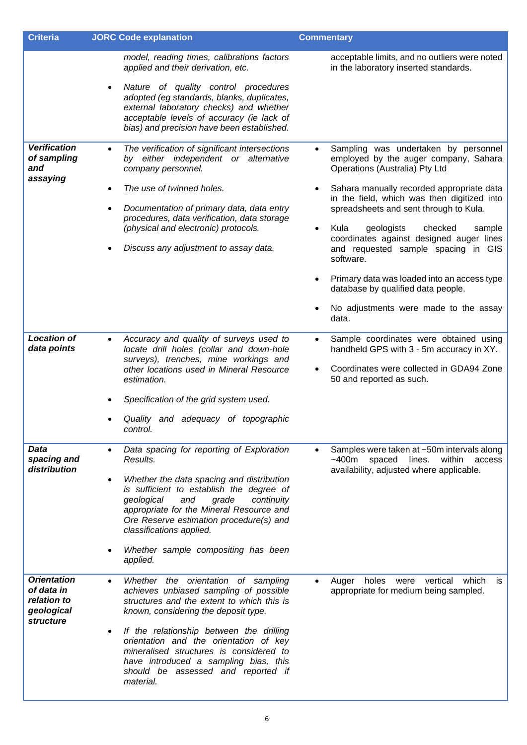| Criteria | JORC Code explanation | Commentary |
|---|---|---|
| | *model, reading times, calibrations factors applied and their derivation, etc.*<br>• *Nature of quality control procedures adopted (eg standards, blanks, duplicates, external laboratory checks) and whether acceptable levels of accuracy (ie lack of bias) and precision have been established.* | acceptable limits, and no outliers were noted in the laboratory inserted standards. |
| ***Verification of sampling and assaying*** | • *The verification of significant intersections by either independent or alternative company personnel.*<br>• *The use of twinned holes.*<br>• *Documentation of primary data, data entry procedures, data verification, data storage (physical and electronic) protocols.*<br>• *Discuss any adjustment to assay data.* | • Sampling was undertaken by personnel employed by the auger company, Sahara Operations (Australia) Pty Ltd<br>• Sahara manually recorded appropriate data in the field, which was then digitized into spreadsheets and sent through to Kula.<br>• Kula geologists checked sample coordinates against designed auger lines and requested sample spacing in GIS software.<br>• Primary data was loaded into an access type database by qualified data people.<br>• No adjustments were made to the assay data. |
| ***Location of data points*** | • *Accuracy and quality of surveys used to locate drill holes (collar and down-hole surveys), trenches, mine workings and other locations used in Mineral Resource estimation.*<br>• *Specification of the grid system used.*<br>• *Quality and adequacy of topographic control.* | • Sample coordinates were obtained using handheld GPS with 3 - 5m accuracy in XY.<br>• Coordinates were collected in GDA94 Zone 50 and reported as such. |
| ***Data spacing and distribution*** | • *Data spacing for reporting of Exploration Results.*<br>• *Whether the data spacing and distribution is sufficient to establish the degree of geological and grade continuity appropriate for the Mineral Resource and Ore Reserve estimation procedure(s) and classifications applied.*<br>• *Whether sample compositing has been applied.* | • Samples were taken at ~50m intervals along ~400m spaced lines. within access availability, adjusted where applicable. |
| ***Orientation of data in relation to geological structure*** | • *Whether the orientation of sampling achieves unbiased sampling of possible structures and the extent to which this is known, considering the deposit type.*<br>• *If the relationship between the drilling orientation and the orientation of key mineralised structures is considered to have introduced a sampling bias, this should be assessed and reported if material.* | • Auger holes were vertical which is appropriate for medium being sampled. |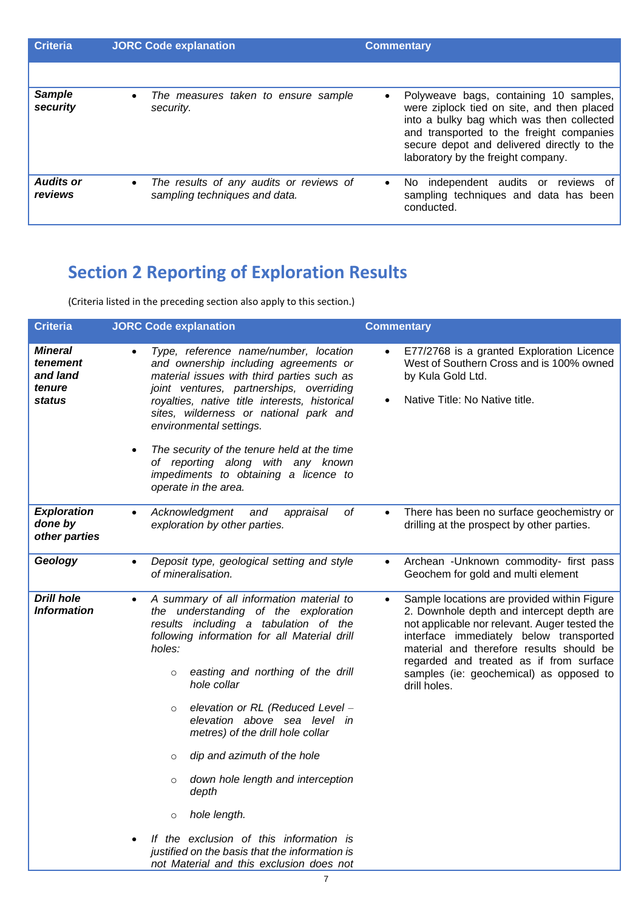| Criteria | JORC Code explanation | Commentary |
|---|---|---|
| | | |
| ***Sample security*** | • *The measures taken to ensure sample security.* | • Polyweave bags, containing 10 samples, were ziplock tied on site, and then placed into a bulky bag which was then collected and transported to the freight companies secure depot and delivered directly to the laboratory by the freight company. |
| ***Audits or reviews*** | • *The results of any audits or reviews of sampling techniques and data.* | • No independent audits or reviews of sampling techniques and data has been conducted. |

## Section 2 Reporting of Exploration Results

(Criteria listed in the preceding section also apply to this section.)

| Criteria | JORC Code explanation | Commentary |
|---|---|---|
| ***Mineral tenement and land tenure status*** | • *Type, reference name/number, location and ownership including agreements or material issues with third parties such as joint ventures, partnerships, overriding royalties, native title interests, historical sites, wilderness or national park and environmental settings.*<br>• *The security of the tenure held at the time of reporting along with any known impediments to obtaining a licence to operate in the area.* | • E77/2768 is a granted Exploration Licence West of Southern Cross and is 100% owned by Kula Gold Ltd.<br>• Native Title: No Native title. |
| ***Exploration done by other parties*** | • *Acknowledgment and appraisal of exploration by other parties.* | • There has been no surface geochemistry or drilling at the prospect by other parties. |
| ***Geology*** | • *Deposit type, geological setting and style of mineralisation.* | • Archean -Unknown commodity- first pass Geochem for gold and multi element |
| ***Drill hole Information*** | • *A summary of all information material to the understanding of the exploration results including a tabulation of the following information for all Material drill holes:*<br>○ *easting and northing of the drill hole collar*<br>○ *elevation or RL (Reduced Level – elevation above sea level in metres) of the drill hole collar*<br>○ *dip and azimuth of the hole*<br>○ *down hole length and interception depth*<br>○ *hole length.*<br>• *If the exclusion of this information is justified on the basis that the information is not Material and this exclusion does not* | • Sample locations are provided within Figure 2. Downhole depth and intercept depth are not applicable nor relevant. Auger tested the interface immediately below transported material and therefore results should be regarded and treated as if from surface samples (ie: geochemical) as opposed to drill holes. |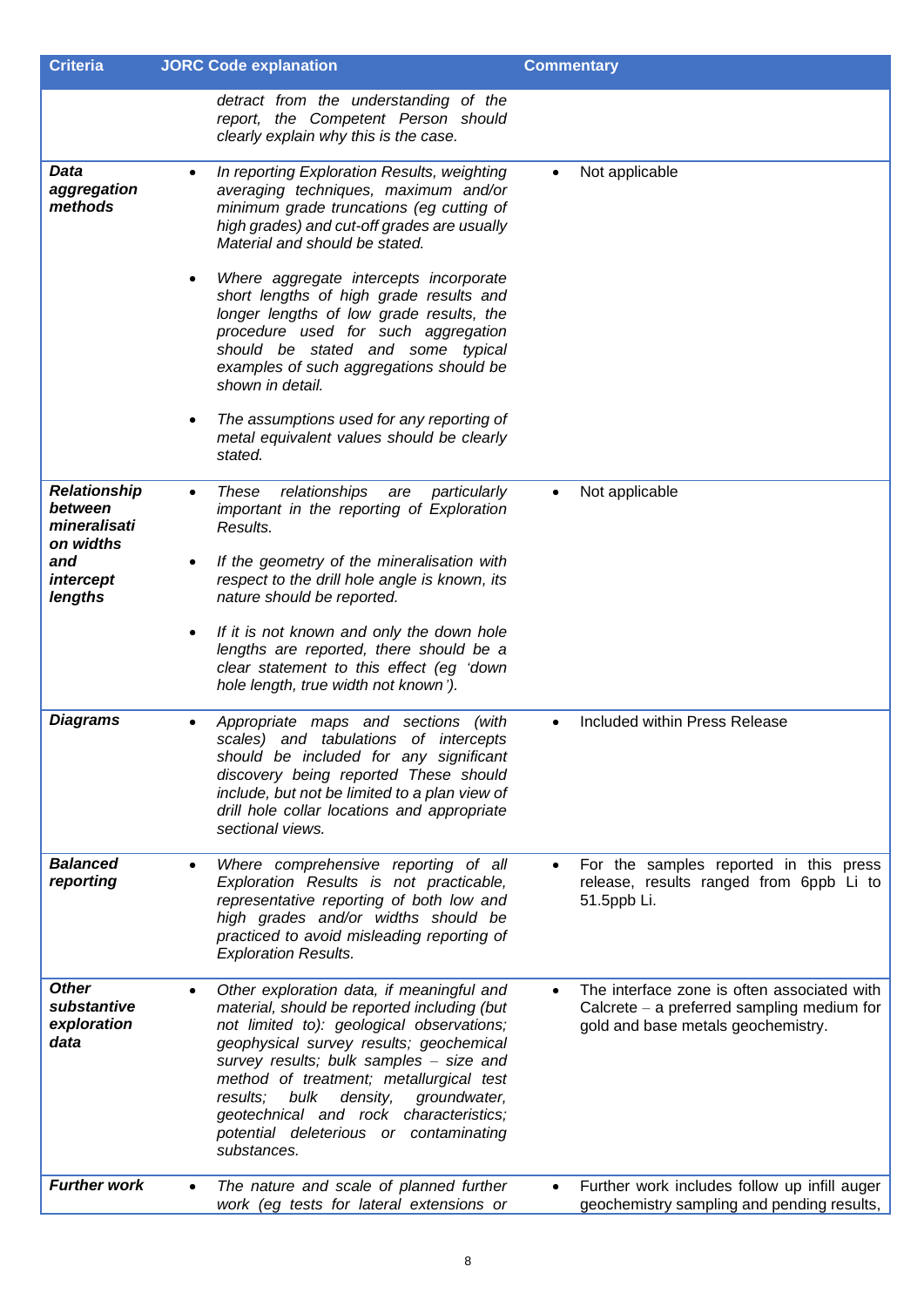| Criteria | JORC Code explanation | Commentary |
|---|---|---|
| | *detract from the understanding of the report, the Competent Person should clearly explain why this is the case.* | |
| ***Data aggregation methods*** | • *In reporting Exploration Results, weighting averaging techniques, maximum and/or minimum grade truncations (eg cutting of high grades) and cut-off grades are usually Material and should be stated.*<br>• *Where aggregate intercepts incorporate short lengths of high grade results and longer lengths of low grade results, the procedure used for such aggregation should be stated and some typical examples of such aggregations should be shown in detail.*<br>• *The assumptions used for any reporting of metal equivalent values should be clearly stated.* | • Not applicable |
| ***Relationship between mineralisation widths and intercept lengths*** | • *These relationships are particularly important in the reporting of Exploration Results.*<br>• *If the geometry of the mineralisation with respect to the drill hole angle is known, its nature should be reported.*<br>• *If it is not known and only the down hole lengths are reported, there should be a clear statement to this effect (eg 'down hole length, true width not known').* | • Not applicable |
| ***Diagrams*** | • *Appropriate maps and sections (with scales) and tabulations of intercepts should be included for any significant discovery being reported These should include, but not be limited to a plan view of drill hole collar locations and appropriate sectional views.* | • Included within Press Release |
| ***Balanced reporting*** | • *Where comprehensive reporting of all Exploration Results is not practicable, representative reporting of both low and high grades and/or widths should be practiced to avoid misleading reporting of Exploration Results.* | • For the samples reported in this press release, results ranged from 6ppb Li to 51.5ppb Li. |
| ***Other substantive exploration data*** | • *Other exploration data, if meaningful and material, should be reported including (but not limited to): geological observations; geophysical survey results; geochemical survey results; bulk samples – size and method of treatment; metallurgical test results; bulk density, groundwater, geotechnical and rock characteristics; potential deleterious or contaminating substances.* | • The interface zone is often associated with Calcrete – a preferred sampling medium for gold and base metals geochemistry. |
| ***Further work*** | • *The nature and scale of planned further work (eg tests for lateral extensions or* | • Further work includes follow up infill auger geochemistry sampling and pending results, |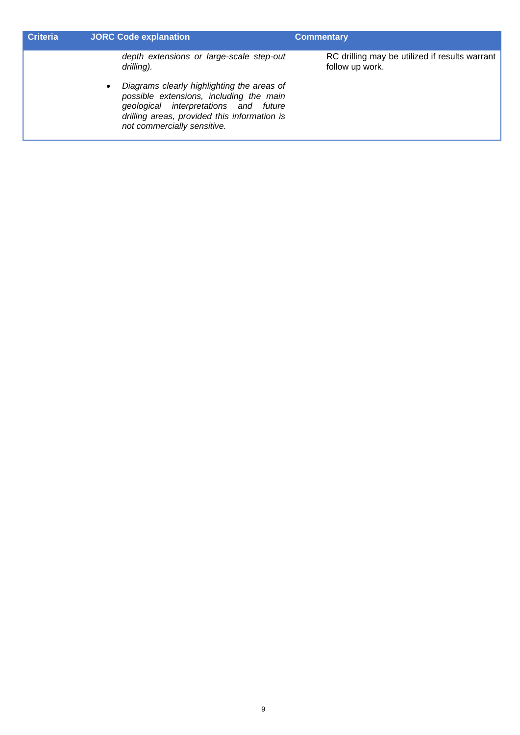| Criteria | JORC Code explanation | Commentary |
| --- | --- | --- |
| | *depth extensions or large-scale step-out drilling).*<br>• *Diagrams clearly highlighting the areas of possible extensions, including the main geological interpretations and future drilling areas, provided this information is not commercially sensitive.* | RC drilling may be utilized if results warrant follow up work. |